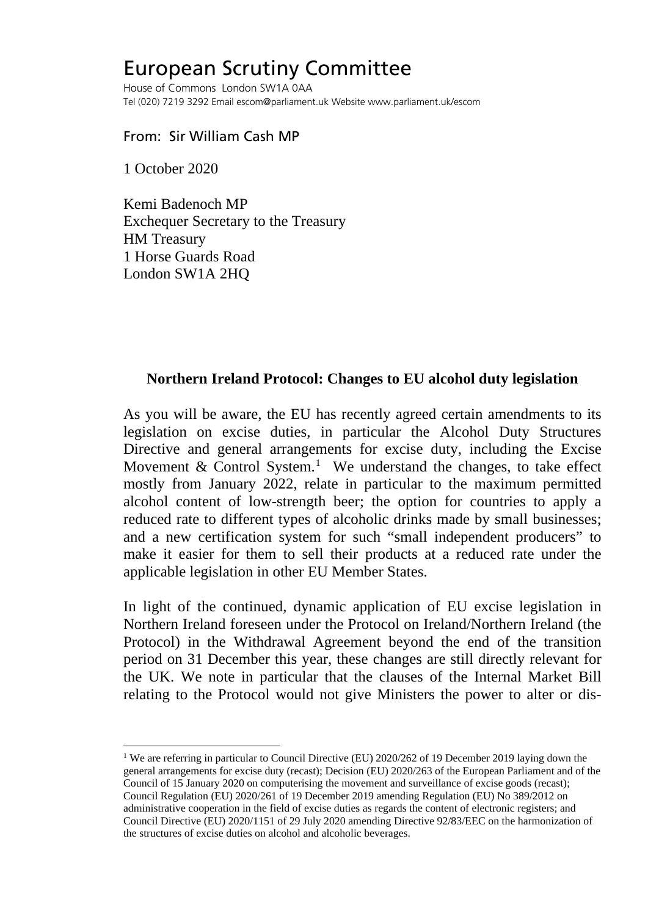# European Scrutiny Committee

House of Commons London SW1A 0AA
Tel (020) 7219 3292 Email escom@parliament.uk Website www.parliament.uk/escom

From: Sir William Cash MP

1 October 2020

Kemi Badenoch MP
Exchequer Secretary to the Treasury
HM Treasury
1 Horse Guards Road
London SW1A 2HQ

**Northern Ireland Protocol: Changes to EU alcohol duty legislation**

As you will be aware, the EU has recently agreed certain amendments to its legislation on excise duties, in particular the Alcohol Duty Structures Directive and general arrangements for excise duty, including the Excise Movement & Control System.[1] We understand the changes, to take effect mostly from January 2022, relate in particular to the maximum permitted alcohol content of low-strength beer; the option for countries to apply a reduced rate to different types of alcoholic drinks made by small businesses; and a new certification system for such "small independent producers" to make it easier for them to sell their products at a reduced rate under the applicable legislation in other EU Member States.

In light of the continued, dynamic application of EU excise legislation in Northern Ireland foreseen under the Protocol on Ireland/Northern Ireland (the Protocol) in the Withdrawal Agreement beyond the end of the transition period on 31 December this year, these changes are still directly relevant for the UK. We note in particular that the clauses of the Internal Market Bill relating to the Protocol would not give Ministers the power to alter or dis-

[1] We are referring in particular to Council Directive (EU) 2020/262 of 19 December 2019 laying down the general arrangements for excise duty (recast); Decision (EU) 2020/263 of the European Parliament and of the Council of 15 January 2020 on computerising the movement and surveillance of excise goods (recast); Council Regulation (EU) 2020/261 of 19 December 2019 amending Regulation (EU) No 389/2012 on administrative cooperation in the field of excise duties as regards the content of electronic registers; and Council Directive (EU) 2020/1151 of 29 July 2020 amending Directive 92/83/EEC on the harmonization of the structures of excise duties on alcohol and alcoholic beverages.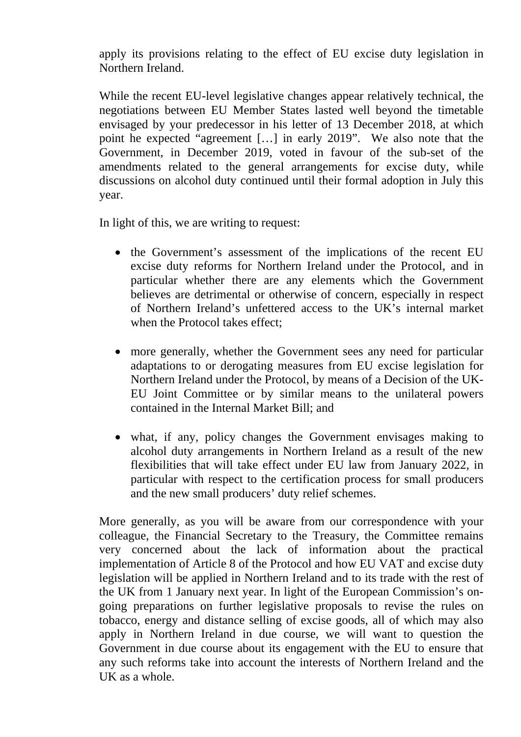apply its provisions relating to the effect of EU excise duty legislation in Northern Ireland.

While the recent EU-level legislative changes appear relatively technical, the negotiations between EU Member States lasted well beyond the timetable envisaged by your predecessor in his letter of 13 December 2018, at which point he expected "agreement […] in early 2019". We also note that the Government, in December 2019, voted in favour of the sub-set of the amendments related to the general arrangements for excise duty, while discussions on alcohol duty continued until their formal adoption in July this year.

In light of this, we are writing to request:

- the Government's assessment of the implications of the recent EU excise duty reforms for Northern Ireland under the Protocol, and in particular whether there are any elements which the Government believes are detrimental or otherwise of concern, especially in respect of Northern Ireland's unfettered access to the UK's internal market when the Protocol takes effect;

- more generally, whether the Government sees any need for particular adaptations to or derogating measures from EU excise legislation for Northern Ireland under the Protocol, by means of a Decision of the UK-EU Joint Committee or by similar means to the unilateral powers contained in the Internal Market Bill; and

- what, if any, policy changes the Government envisages making to alcohol duty arrangements in Northern Ireland as a result of the new flexibilities that will take effect under EU law from January 2022, in particular with respect to the certification process for small producers and the new small producers' duty relief schemes.

More generally, as you will be aware from our correspondence with your colleague, the Financial Secretary to the Treasury, the Committee remains very concerned about the lack of information about the practical implementation of Article 8 of the Protocol and how EU VAT and excise duty legislation will be applied in Northern Ireland and to its trade with the rest of the UK from 1 January next year. In light of the European Commission's on-going preparations on further legislative proposals to revise the rules on tobacco, energy and distance selling of excise goods, all of which may also apply in Northern Ireland in due course, we will want to question the Government in due course about its engagement with the EU to ensure that any such reforms take into account the interests of Northern Ireland and the UK as a whole.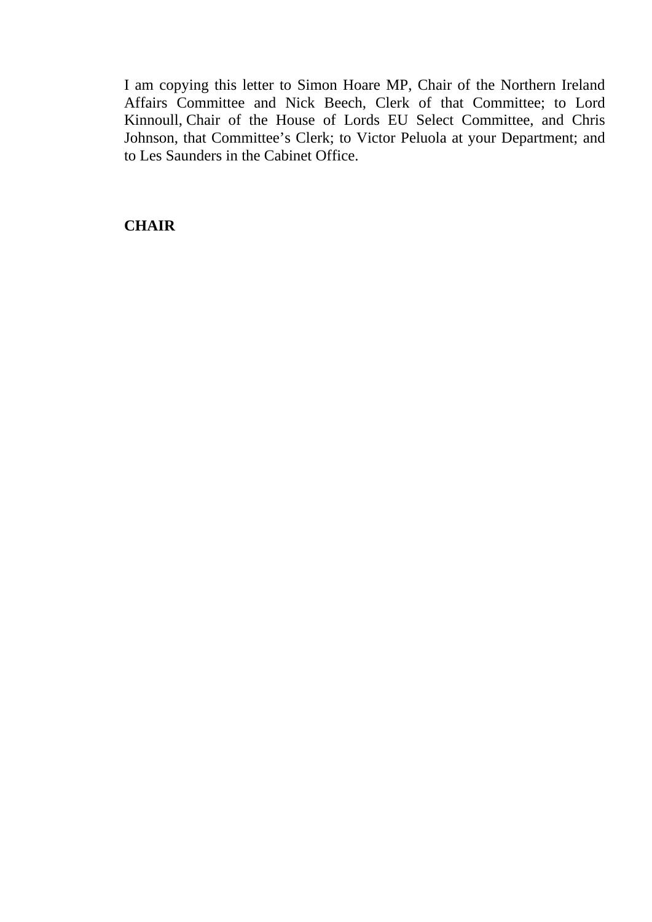I am copying this letter to Simon Hoare MP, Chair of the Northern Ireland Affairs Committee and Nick Beech, Clerk of that Committee; to Lord Kinnoull, Chair of the House of Lords EU Select Committee, and Chris Johnson, that Committee's Clerk; to Victor Peluola at your Department; and to Les Saunders in the Cabinet Office.

**CHAIR**